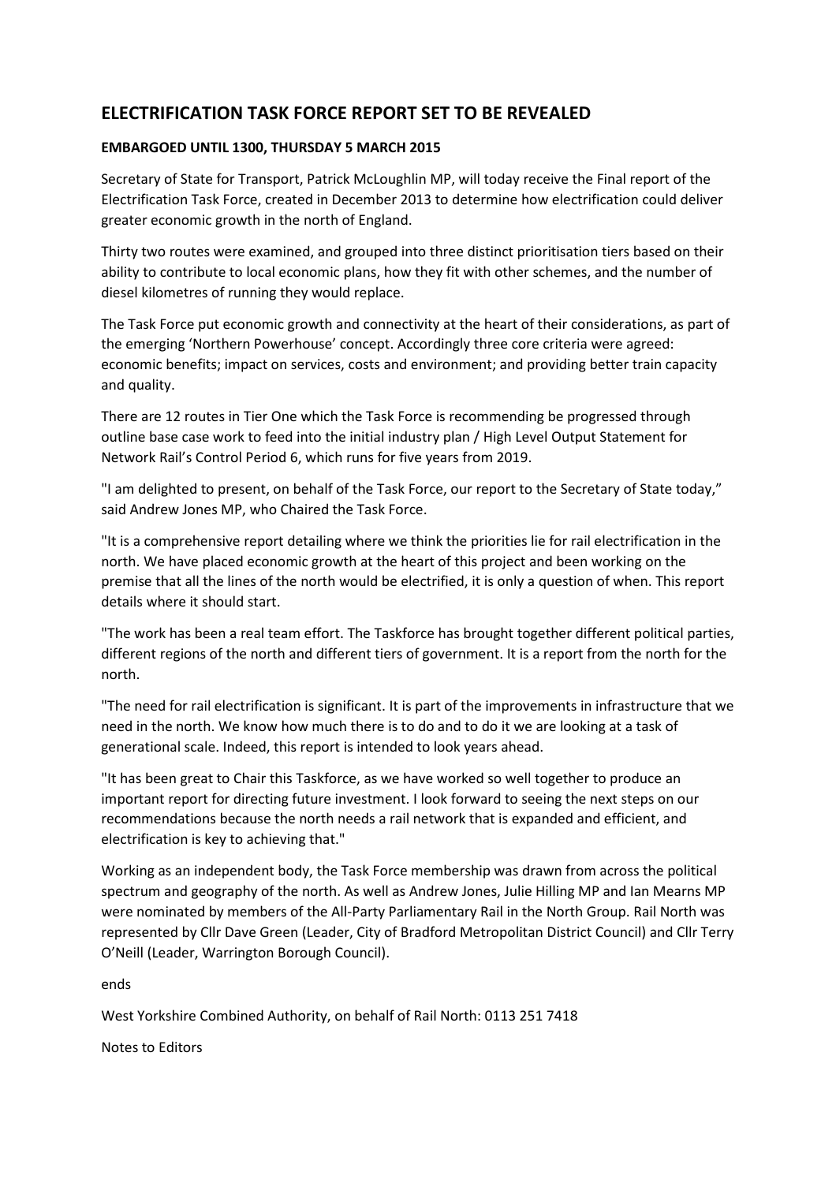# ELECTRIFICATION TASK FORCE REPORT SET TO BE REVEALED

**EMBARGOED UNTIL 1300, THURSDAY 5 MARCH 2015**

Secretary of State for Transport, Patrick McLoughlin MP, will today receive the Final report of the Electrification Task Force, created in December 2013 to determine how electrification could deliver greater economic growth in the north of England.

Thirty two routes were examined, and grouped into three distinct prioritisation tiers based on their ability to contribute to local economic plans, how they fit with other schemes, and the number of diesel kilometres of running they would replace.

The Task Force put economic growth and connectivity at the heart of their considerations, as part of the emerging 'Northern Powerhouse' concept. Accordingly three core criteria were agreed: economic benefits; impact on services, costs and environment; and providing better train capacity and quality.

There are 12 routes in Tier One which the Task Force is recommending be progressed through outline base case work to feed into the initial industry plan / High Level Output Statement for Network Rail's Control Period 6, which runs for five years from 2019.

"I am delighted to present, on behalf of the Task Force, our report to the Secretary of State today," said Andrew Jones MP, who Chaired the Task Force.

"It is a comprehensive report detailing where we think the priorities lie for rail electrification in the north. We have placed economic growth at the heart of this project and been working on the premise that all the lines of the north would be electrified, it is only a question of when. This report details where it should start.

"The work has been a real team effort. The Taskforce has brought together different political parties, different regions of the north and different tiers of government. It is a report from the north for the north.

"The need for rail electrification is significant. It is part of the improvements in infrastructure that we need in the north. We know how much there is to do and to do it we are looking at a task of generational scale. Indeed, this report is intended to look years ahead.

"It has been great to Chair this Taskforce, as we have worked so well together to produce an important report for directing future investment. I look forward to seeing the next steps on our recommendations because the north needs a rail network that is expanded and efficient, and electrification is key to achieving that."

Working as an independent body, the Task Force membership was drawn from across the political spectrum and geography of the north. As well as Andrew Jones, Julie Hilling MP and Ian Mearns MP were nominated by members of the All-Party Parliamentary Rail in the North Group. Rail North was represented by Cllr Dave Green (Leader, City of Bradford Metropolitan District Council) and Cllr Terry O'Neill (Leader, Warrington Borough Council).

ends

West Yorkshire Combined Authority, on behalf of Rail North: 0113 251 7418

Notes to Editors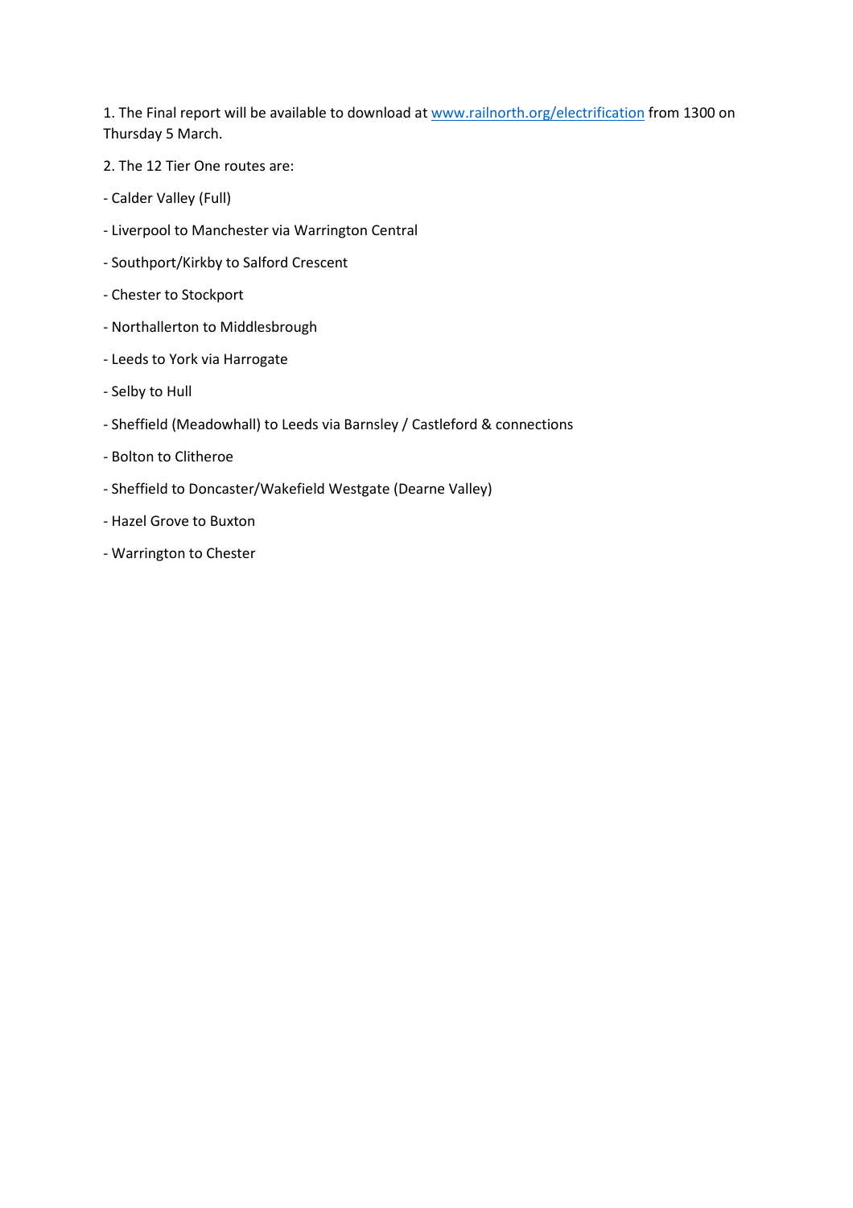1. The Final report will be available to download at [www.railnorth.org/electrification](http://www.railnorth.org/electrification) from 1300 on Thursday 5 March.

2. The 12 Tier One routes are:

- Calder Valley (Full)
- Liverpool to Manchester via Warrington Central
- Southport/Kirkby to Salford Crescent
- Chester to Stockport
- Northallerton to Middlesbrough
- Leeds to York via Harrogate
- Selby to Hull
- Sheffield (Meadowhall) to Leeds via Barnsley / Castleford & connections
- Bolton to Clitheroe
- Sheffield to Doncaster/Wakefield Westgate (Dearne Valley)
- Hazel Grove to Buxton
- Warrington to Chester